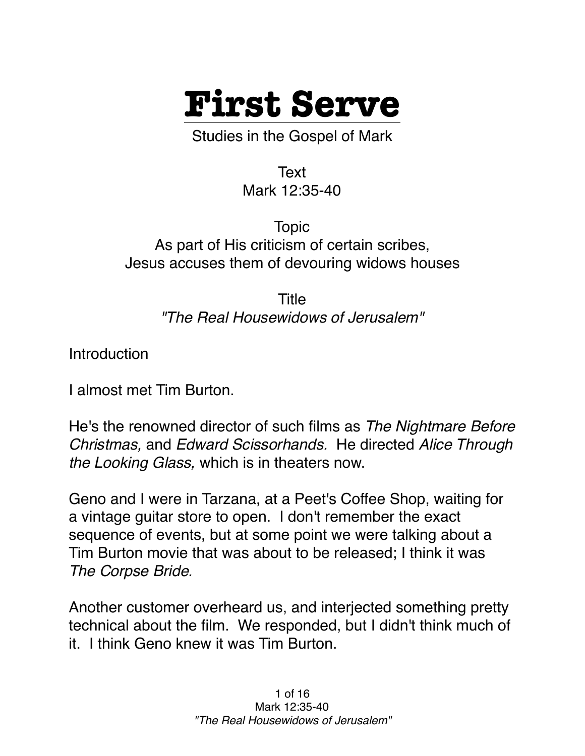# First Serve

Studies in the Gospel of Mark

Text
Mark 12:35-40

Topic
As part of His criticism of certain scribes,
Jesus accuses them of devouring widows houses

Title
*"The Real Housewidows of Jerusalem"*

Introduction

I almost met Tim Burton.

He's the renowned director of such films as *The Nightmare Before Christmas,* and *Edward Scissorhands.* He directed *Alice Through the Looking Glass,* which is in theaters now.

Geno and I were in Tarzana, at a Peet's Coffee Shop, waiting for a vintage guitar store to open. I don't remember the exact sequence of events, but at some point we were talking about a Tim Burton movie that was about to be released; I think it was *The Corpse Bride.*

Another customer overheard us, and interjected something pretty technical about the film. We responded, but I didn't think much of it. I think Geno knew it was Tim Burton.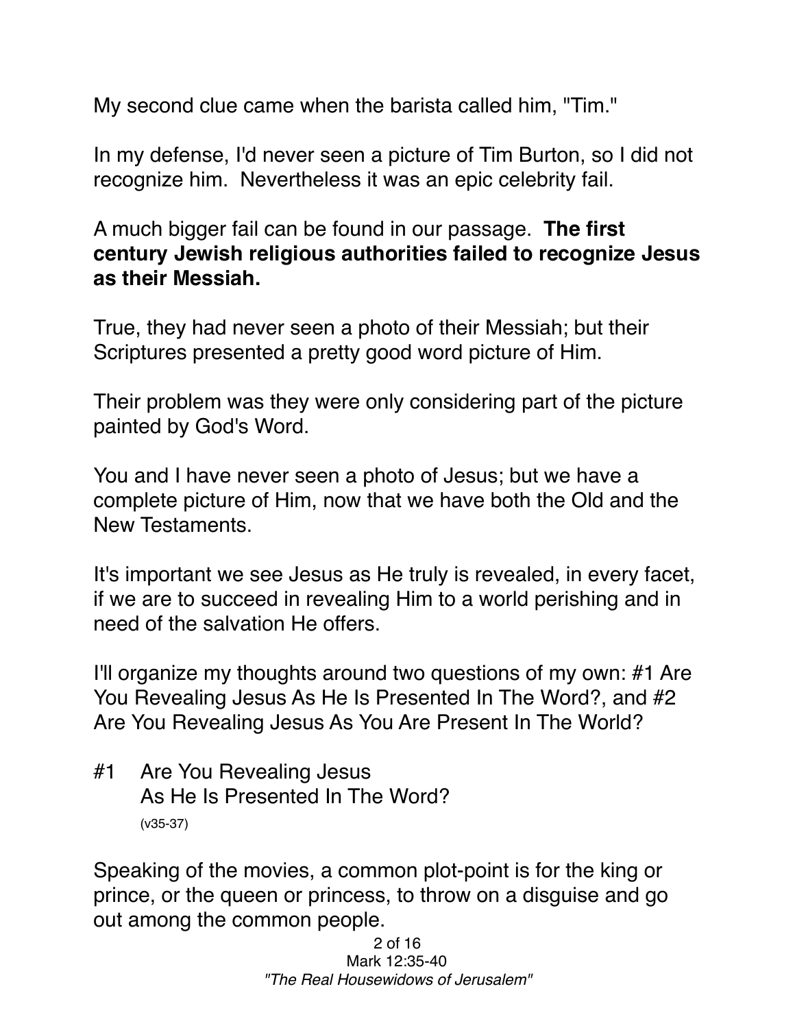My second clue came when the barista called him, "Tim."

In my defense, I'd never seen a picture of Tim Burton, so I did not recognize him. Nevertheless it was an epic celebrity fail.

A much bigger fail can be found in our passage. **The first century Jewish religious authorities failed to recognize Jesus as their Messiah.**

True, they had never seen a photo of their Messiah; but their Scriptures presented a pretty good word picture of Him.

Their problem was they were only considering part of the picture painted by God's Word.

You and I have never seen a photo of Jesus; but we have a complete picture of Him, now that we have both the Old and the New Testaments.

It's important we see Jesus as He truly is revealed, in every facet, if we are to succeed in revealing Him to a world perishing and in need of the salvation He offers.

I'll organize my thoughts around two questions of my own: #1 Are You Revealing Jesus As He Is Presented In The Word?, and #2 Are You Revealing Jesus As You Are Present In The World?

#1 Are You Revealing Jesus As He Is Presented In The Word?
(v35-37)

Speaking of the movies, a common plot-point is for the king or prince, or the queen or princess, to throw on a disguise and go out among the common people.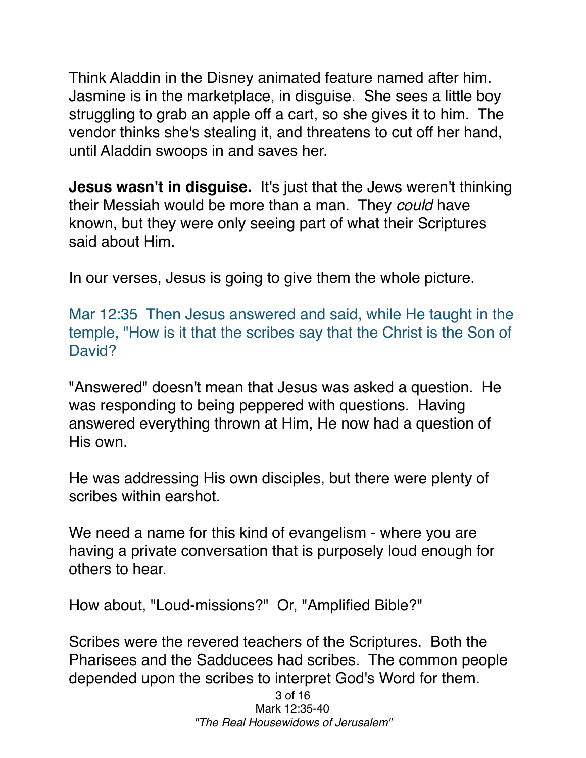Think Aladdin in the Disney animated feature named after him. Jasmine is in the marketplace, in disguise. She sees a little boy struggling to grab an apple off a cart, so she gives it to him. The vendor thinks she's stealing it, and threatens to cut off her hand, until Aladdin swoops in and saves her.

**Jesus wasn't in disguise.** It's just that the Jews weren't thinking their Messiah would be more than a man. They *could* have known, but they were only seeing part of what their Scriptures said about Him.

In our verses, Jesus is going to give them the whole picture.

Mar 12:35 Then Jesus answered and said, while He taught in the temple, "How is it that the scribes say that the Christ is the Son of David?

"Answered" doesn't mean that Jesus was asked a question. He was responding to being peppered with questions. Having answered everything thrown at Him, He now had a question of His own.

He was addressing His own disciples, but there were plenty of scribes within earshot.

We need a name for this kind of evangelism - where you are having a private conversation that is purposely loud enough for others to hear.

How about, "Loud-missions?" Or, "Amplified Bible?"

Scribes were the revered teachers of the Scriptures. Both the Pharisees and the Sadducees had scribes. The common people depended upon the scribes to interpret God's Word for them.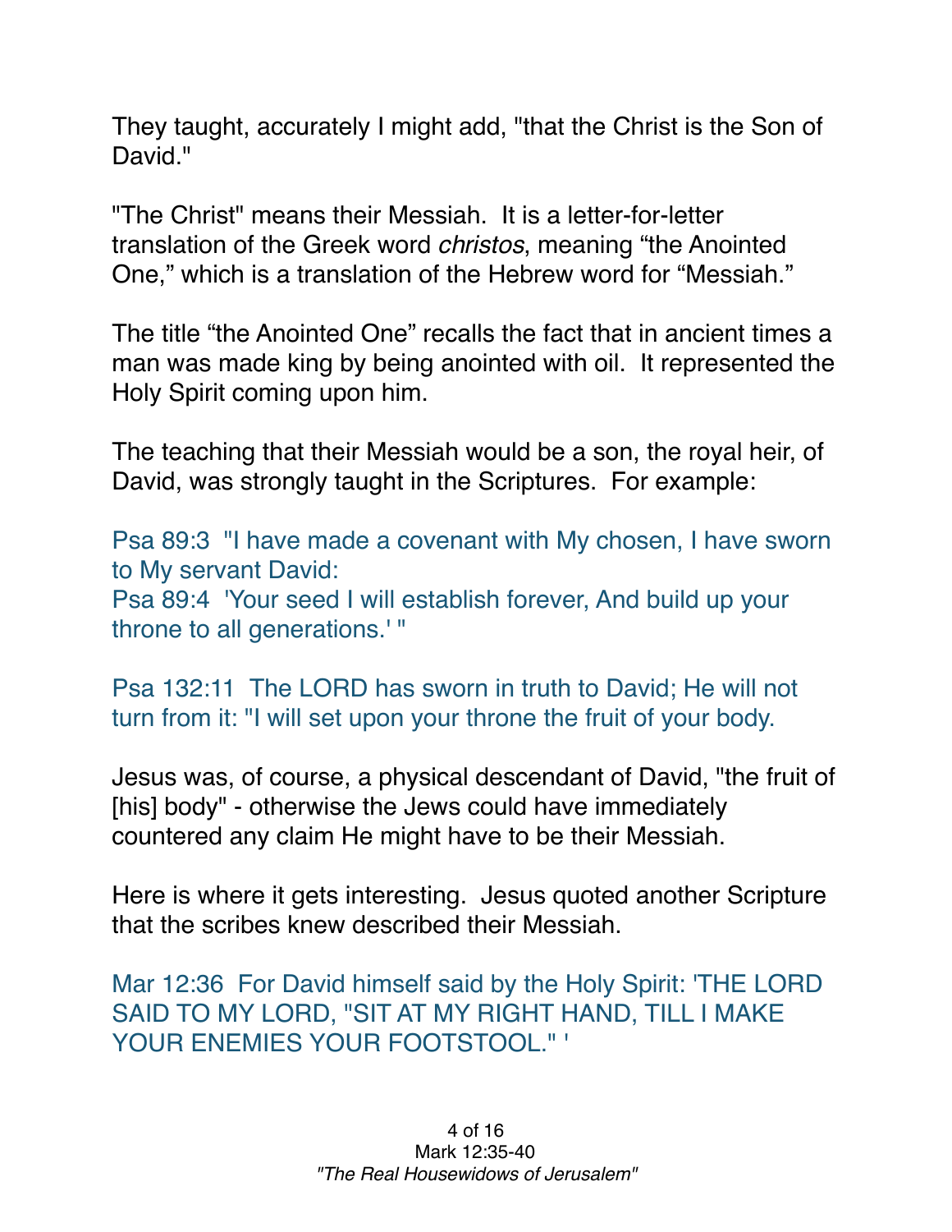They taught, accurately I might add, "that the Christ is the Son of David."

"The Christ" means their Messiah. It is a letter-for-letter translation of the Greek word *christos*, meaning "the Anointed One," which is a translation of the Hebrew word for "Messiah."

The title "the Anointed One" recalls the fact that in ancient times a man was made king by being anointed with oil. It represented the Holy Spirit coming upon him.

The teaching that their Messiah would be a son, the royal heir, of David, was strongly taught in the Scriptures. For example:

Psa 89:3 "I have made a covenant with My chosen, I have sworn to My servant David:
Psa 89:4 'Your seed I will establish forever, And build up your throne to all generations.' "

Psa 132:11 The LORD has sworn in truth to David; He will not turn from it: "I will set upon your throne the fruit of your body.

Jesus was, of course, a physical descendant of David, "the fruit of [his] body" - otherwise the Jews could have immediately countered any claim He might have to be their Messiah.

Here is where it gets interesting. Jesus quoted another Scripture that the scribes knew described their Messiah.

Mar 12:36 For David himself said by the Holy Spirit: 'THE LORD SAID TO MY LORD, "SIT AT MY RIGHT HAND, TILL I MAKE YOUR ENEMIES YOUR FOOTSTOOL." '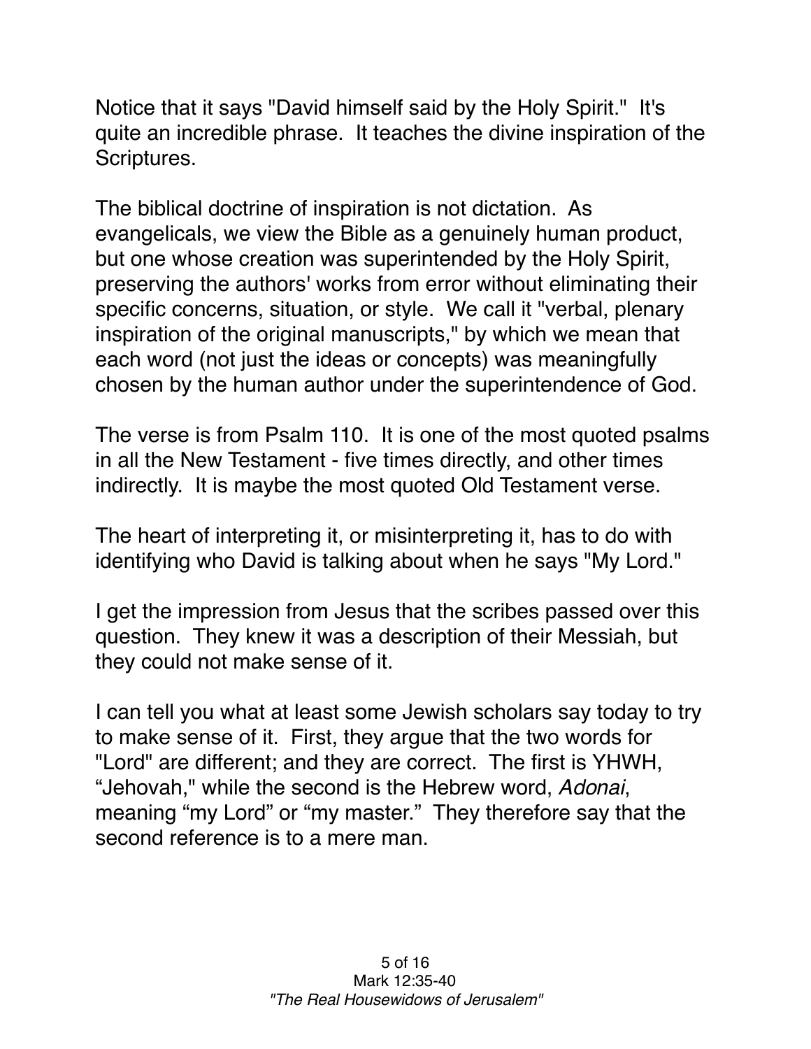Notice that it says "David himself said by the Holy Spirit." It's quite an incredible phrase. It teaches the divine inspiration of the Scriptures.

The biblical doctrine of inspiration is not dictation. As evangelicals, we view the Bible as a genuinely human product, but one whose creation was superintended by the Holy Spirit, preserving the authors' works from error without eliminating their specific concerns, situation, or style. We call it "verbal, plenary inspiration of the original manuscripts," by which we mean that each word (not just the ideas or concepts) was meaningfully chosen by the human author under the superintendence of God.

The verse is from Psalm 110. It is one of the most quoted psalms in all the New Testament - five times directly, and other times indirectly. It is maybe the most quoted Old Testament verse.

The heart of interpreting it, or misinterpreting it, has to do with identifying who David is talking about when he says "My Lord."

I get the impression from Jesus that the scribes passed over this question. They knew it was a description of their Messiah, but they could not make sense of it.

I can tell you what at least some Jewish scholars say today to try to make sense of it. First, they argue that the two words for "Lord" are different; and they are correct. The first is YHWH, "Jehovah," while the second is the Hebrew word, *Adonai*, meaning "my Lord" or "my master." They therefore say that the second reference is to a mere man.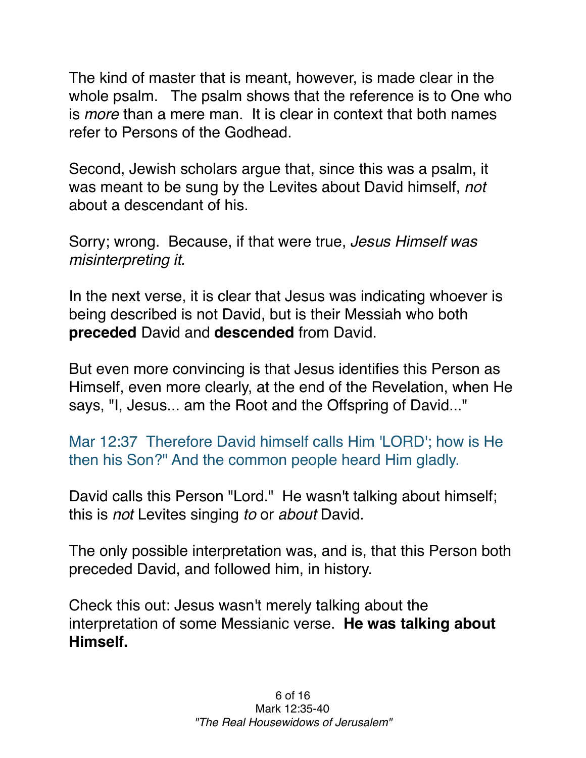The kind of master that is meant, however, is made clear in the whole psalm. The psalm shows that the reference is to One who is *more* than a mere man. It is clear in context that both names refer to Persons of the Godhead.

Second, Jewish scholars argue that, since this was a psalm, it was meant to be sung by the Levites about David himself, *not* about a descendant of his.

Sorry; wrong. Because, if that were true, *Jesus Himself was misinterpreting it.*

In the next verse, it is clear that Jesus was indicating whoever is being described is not David, but is their Messiah who both **preceded** David and **descended** from David.

But even more convincing is that Jesus identifies this Person as Himself, even more clearly, at the end of the Revelation, when He says, "I, Jesus... am the Root and the Offspring of David..."

Mar 12:37 Therefore David himself calls Him 'LORD'; how is He then his Son?" And the common people heard Him gladly.

David calls this Person "Lord." He wasn't talking about himself; this is *not* Levites singing *to* or *about* David.

The only possible interpretation was, and is, that this Person both preceded David, and followed him, in history.

Check this out: Jesus wasn't merely talking about the interpretation of some Messianic verse. **He was talking about Himself.**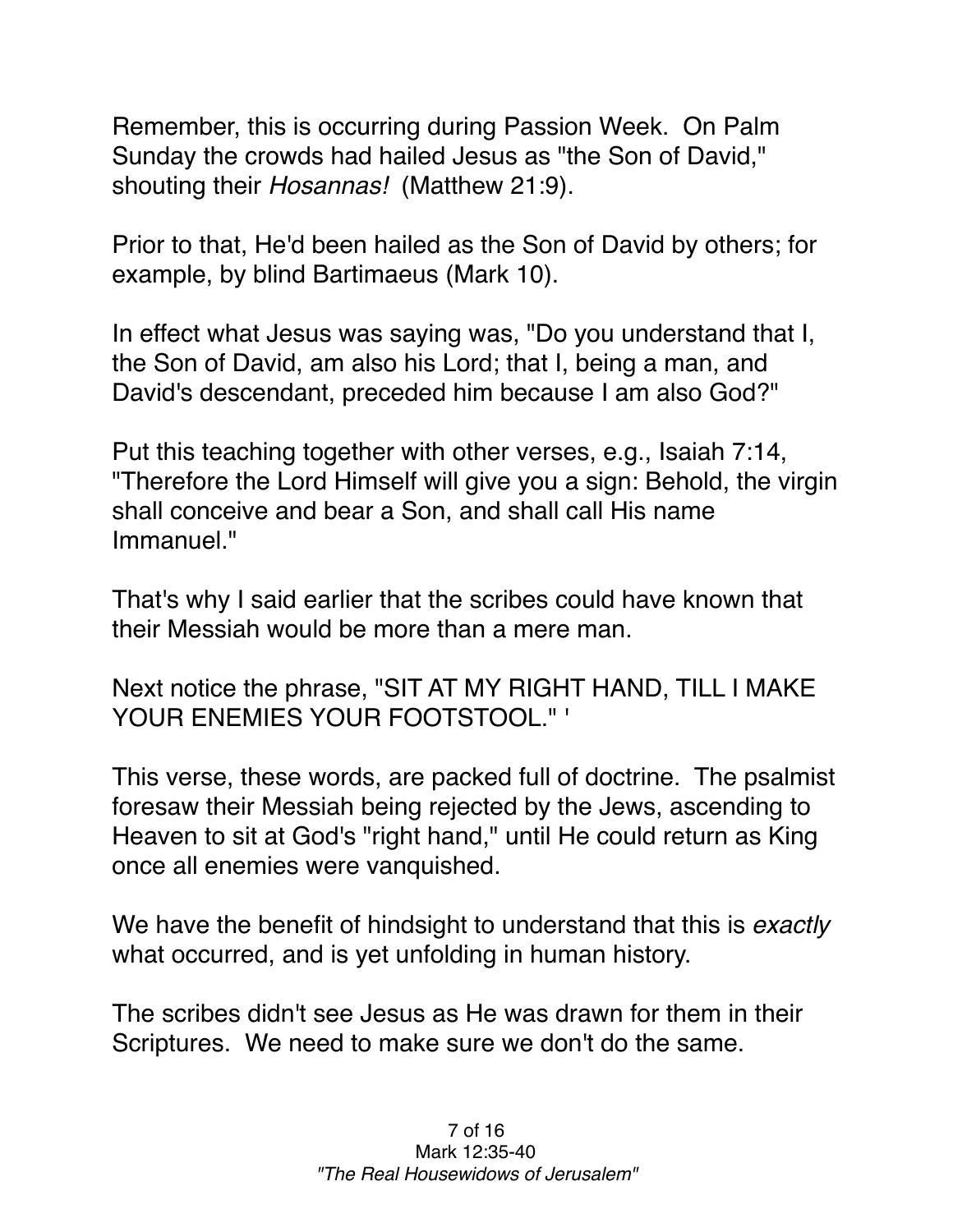Remember, this is occurring during Passion Week. On Palm Sunday the crowds had hailed Jesus as "the Son of David," shouting their *Hosannas!* (Matthew 21:9).

Prior to that, He'd been hailed as the Son of David by others; for example, by blind Bartimaeus (Mark 10).

In effect what Jesus was saying was, "Do you understand that I, the Son of David, am also his Lord; that I, being a man, and David's descendant, preceded him because I am also God?"

Put this teaching together with other verses, e.g., Isaiah 7:14, "Therefore the Lord Himself will give you a sign: Behold, the virgin shall conceive and bear a Son, and shall call His name Immanuel."

That's why I said earlier that the scribes could have known that their Messiah would be more than a mere man.

Next notice the phrase, "SIT AT MY RIGHT HAND, TILL I MAKE YOUR ENEMIES YOUR FOOTSTOOL." '

This verse, these words, are packed full of doctrine. The psalmist foresaw their Messiah being rejected by the Jews, ascending to Heaven to sit at God's "right hand," until He could return as King once all enemies were vanquished.

We have the benefit of hindsight to understand that this is *exactly* what occurred, and is yet unfolding in human history.

The scribes didn't see Jesus as He was drawn for them in their Scriptures. We need to make sure we don't do the same.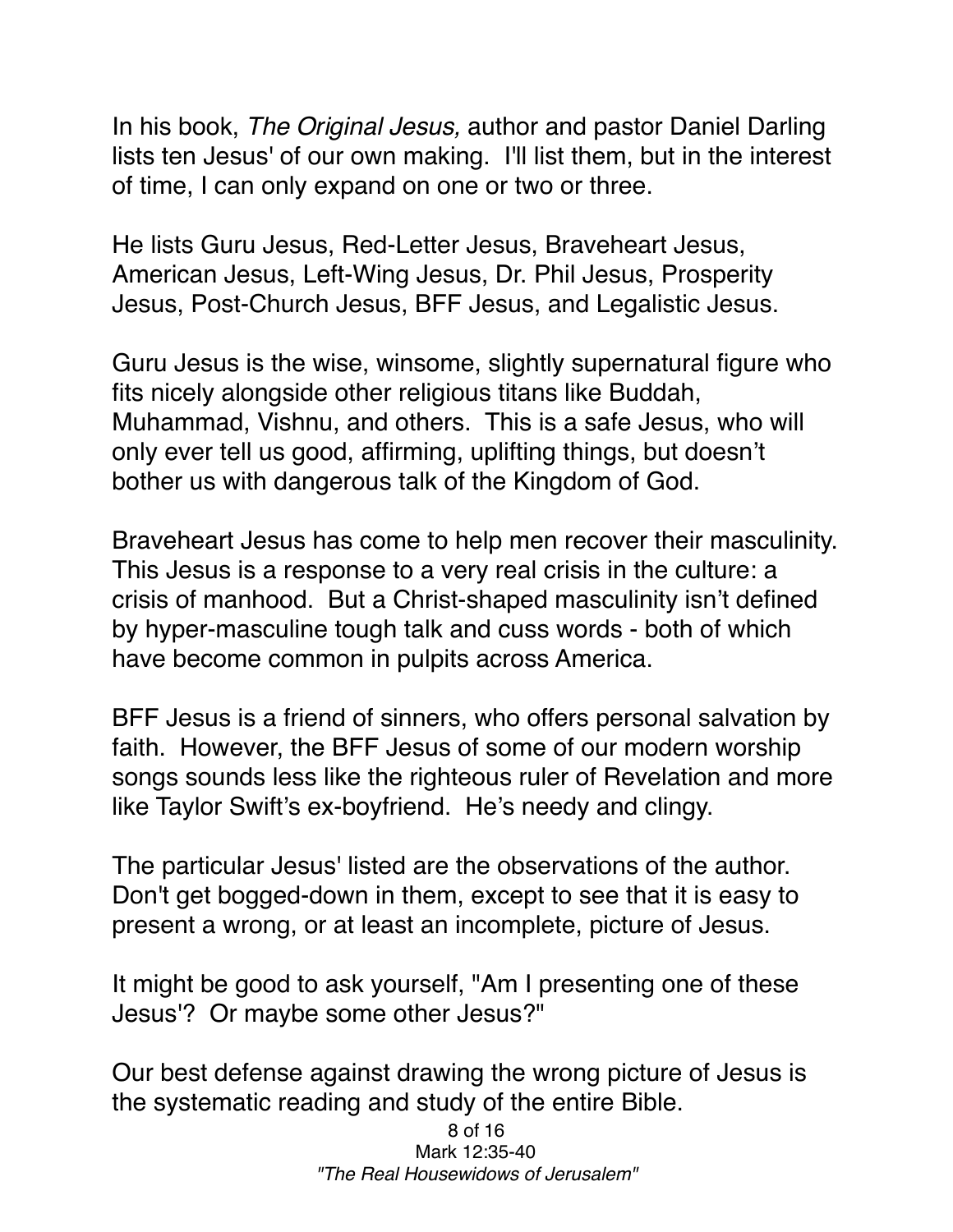In his book, *The Original Jesus,* author and pastor Daniel Darling lists ten Jesus' of our own making. I'll list them, but in the interest of time, I can only expand on one or two or three.

He lists Guru Jesus, Red-Letter Jesus, Braveheart Jesus, American Jesus, Left-Wing Jesus, Dr. Phil Jesus, Prosperity Jesus, Post-Church Jesus, BFF Jesus, and Legalistic Jesus.

Guru Jesus is the wise, winsome, slightly supernatural figure who fits nicely alongside other religious titans like Buddah, Muhammad, Vishnu, and others. This is a safe Jesus, who will only ever tell us good, affirming, uplifting things, but doesn't bother us with dangerous talk of the Kingdom of God.

Braveheart Jesus has come to help men recover their masculinity. This Jesus is a response to a very real crisis in the culture: a crisis of manhood. But a Christ-shaped masculinity isn't defined by hyper-masculine tough talk and cuss words - both of which have become common in pulpits across America.

BFF Jesus is a friend of sinners, who offers personal salvation by faith. However, the BFF Jesus of some of our modern worship songs sounds less like the righteous ruler of Revelation and more like Taylor Swift's ex-boyfriend. He's needy and clingy.

The particular Jesus' listed are the observations of the author. Don't get bogged-down in them, except to see that it is easy to present a wrong, or at least an incomplete, picture of Jesus.

It might be good to ask yourself, "Am I presenting one of these Jesus'? Or maybe some other Jesus?"

Our best defense against drawing the wrong picture of Jesus is the systematic reading and study of the entire Bible.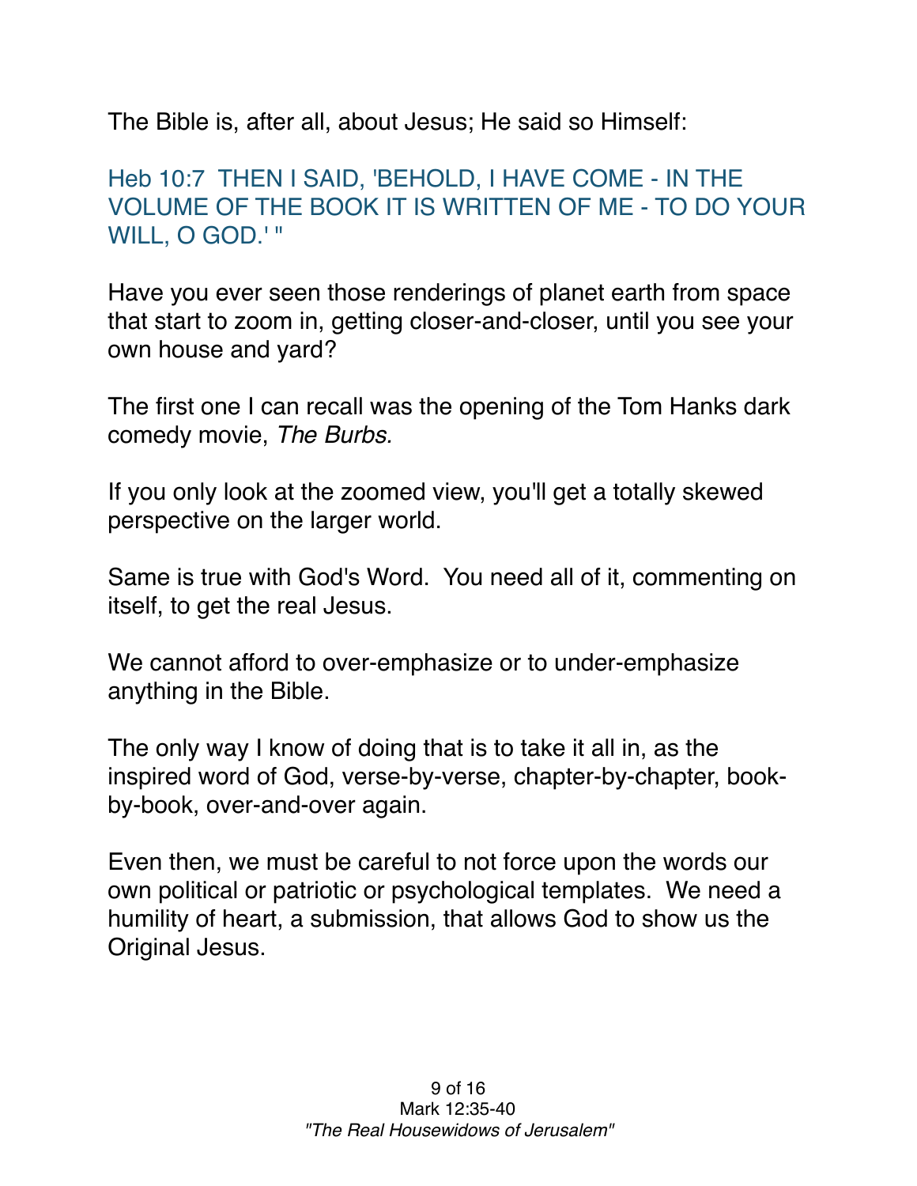The Bible is, after all, about Jesus; He said so Himself:

Heb 10:7  THEN I SAID, 'BEHOLD, I HAVE COME - IN THE VOLUME OF THE BOOK IT IS WRITTEN OF ME - TO DO YOUR WILL, O GOD.' "

Have you ever seen those renderings of planet earth from space that start to zoom in, getting closer-and-closer, until you see your own house and yard?

The first one I can recall was the opening of the Tom Hanks dark comedy movie, *The Burbs.*

If you only look at the zoomed view, you'll get a totally skewed perspective on the larger world.

Same is true with God's Word.  You need all of it, commenting on itself, to get the real Jesus.

We cannot afford to over-emphasize or to under-emphasize anything in the Bible.

The only way I know of doing that is to take it all in, as the inspired word of God, verse-by-verse, chapter-by-chapter, book-by-book, over-and-over again.

Even then, we must be careful to not force upon the words our own political or patriotic or psychological templates.  We need a humility of heart, a submission, that allows God to show us the Original Jesus.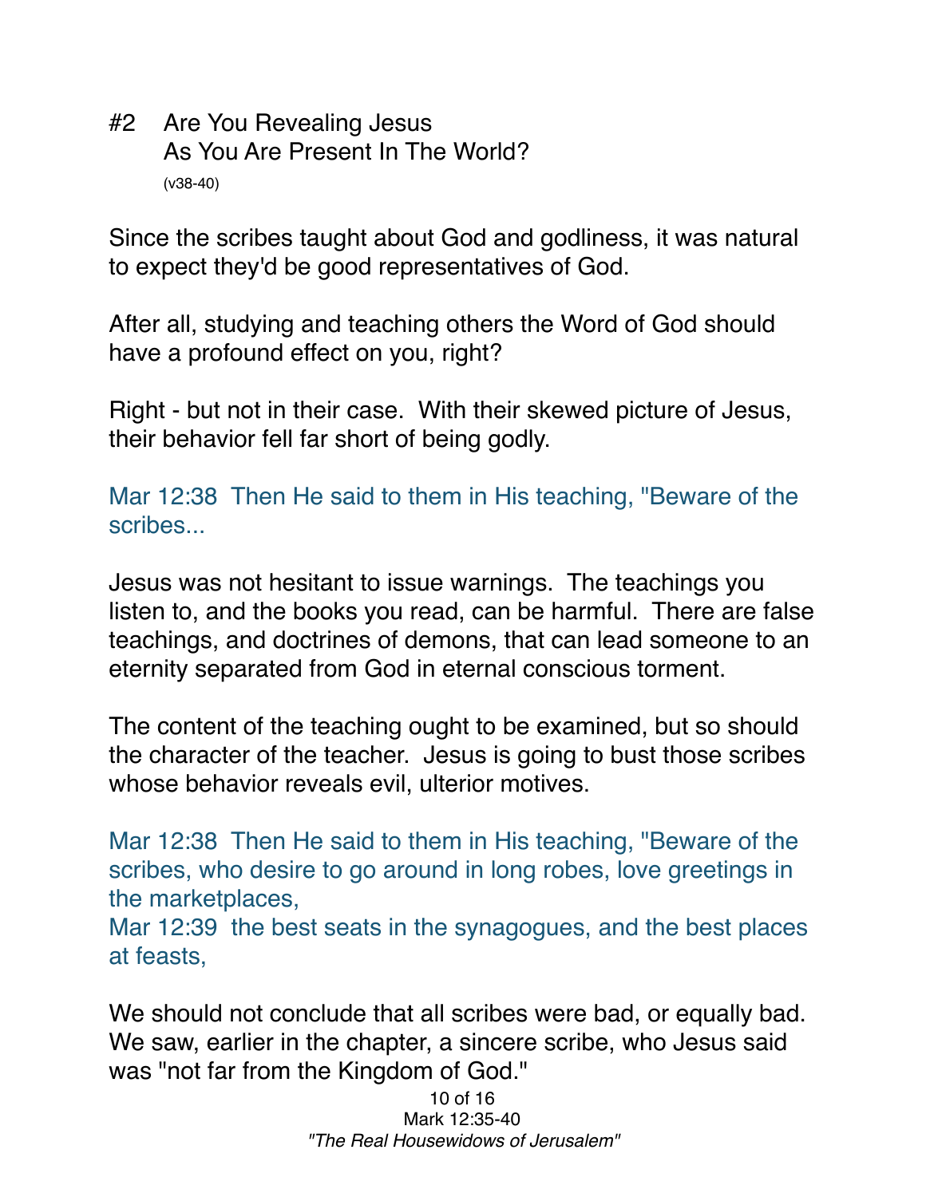## #2 Are You Revealing Jesus As You Are Present In The World?

(v38-40)

Since the scribes taught about God and godliness, it was natural to expect they'd be good representatives of God.

After all, studying and teaching others the Word of God should have a profound effect on you, right?

Right - but not in their case. With their skewed picture of Jesus, their behavior fell far short of being godly.

Mar 12:38 Then He said to them in His teaching, "Beware of the scribes...

Jesus was not hesitant to issue warnings. The teachings you listen to, and the books you read, can be harmful. There are false teachings, and doctrines of demons, that can lead someone to an eternity separated from God in eternal conscious torment.

The content of the teaching ought to be examined, but so should the character of the teacher. Jesus is going to bust those scribes whose behavior reveals evil, ulterior motives.

Mar 12:38 Then He said to them in His teaching, "Beware of the scribes, who desire to go around in long robes, love greetings in the marketplaces,
Mar 12:39 the best seats in the synagogues, and the best places at feasts,

We should not conclude that all scribes were bad, or equally bad. We saw, earlier in the chapter, a sincere scribe, who Jesus said was "not far from the Kingdom of God."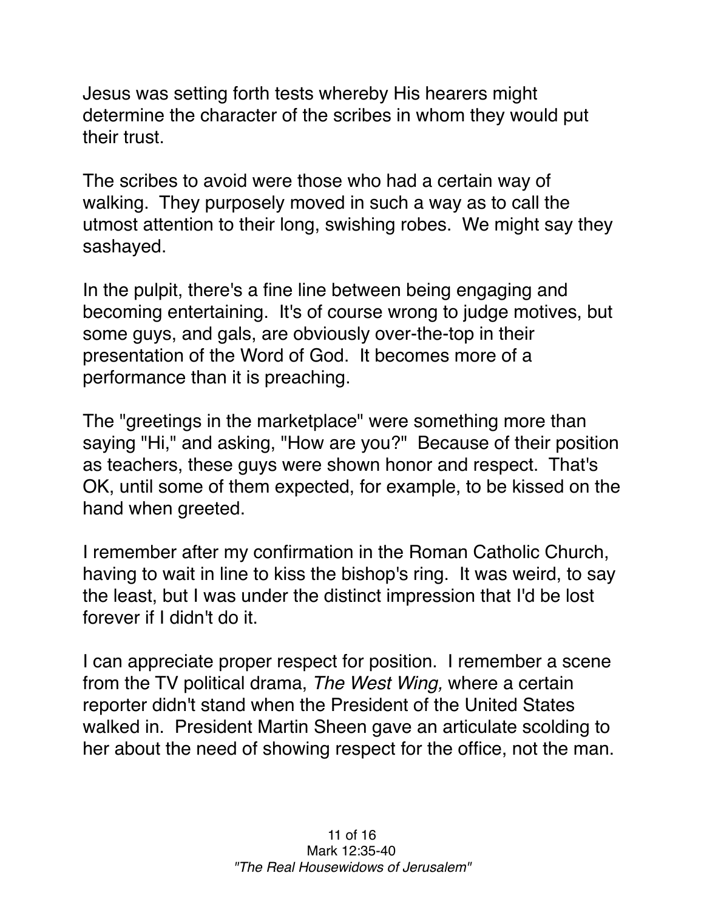Jesus was setting forth tests whereby His hearers might determine the character of the scribes in whom they would put their trust.

The scribes to avoid were those who had a certain way of walking. They purposely moved in such a way as to call the utmost attention to their long, swishing robes. We might say they sashayed.

In the pulpit, there's a fine line between being engaging and becoming entertaining. It's of course wrong to judge motives, but some guys, and gals, are obviously over-the-top in their presentation of the Word of God. It becomes more of a performance than it is preaching.

The "greetings in the marketplace" were something more than saying "Hi," and asking, "How are you?" Because of their position as teachers, these guys were shown honor and respect. That's OK, until some of them expected, for example, to be kissed on the hand when greeted.

I remember after my confirmation in the Roman Catholic Church, having to wait in line to kiss the bishop's ring. It was weird, to say the least, but I was under the distinct impression that I'd be lost forever if I didn't do it.

I can appreciate proper respect for position. I remember a scene from the TV political drama, *The West Wing,* where a certain reporter didn't stand when the President of the United States walked in. President Martin Sheen gave an articulate scolding to her about the need of showing respect for the office, not the man.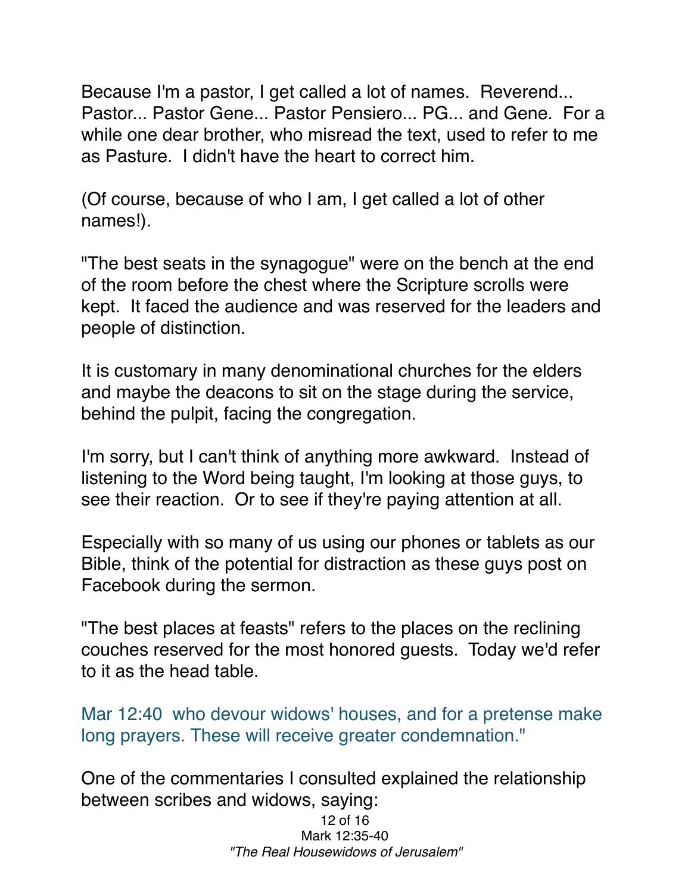Because I'm a pastor, I get called a lot of names. Reverend... Pastor... Pastor Gene... Pastor Pensiero... PG... and Gene. For a while one dear brother, who misread the text, used to refer to me as Pasture. I didn't have the heart to correct him.

(Of course, because of who I am, I get called a lot of other names!).

"The best seats in the synagogue" were on the bench at the end of the room before the chest where the Scripture scrolls were kept. It faced the audience and was reserved for the leaders and people of distinction.

It is customary in many denominational churches for the elders and maybe the deacons to sit on the stage during the service, behind the pulpit, facing the congregation.

I'm sorry, but I can't think of anything more awkward. Instead of listening to the Word being taught, I'm looking at those guys, to see their reaction. Or to see if they're paying attention at all.

Especially with so many of us using our phones or tablets as our Bible, think of the potential for distraction as these guys post on Facebook during the sermon.

"The best places at feasts" refers to the places on the reclining couches reserved for the most honored guests. Today we'd refer to it as the head table.

Mar 12:40 who devour widows' houses, and for a pretense make long prayers. These will receive greater condemnation."

One of the commentaries I consulted explained the relationship between scribes and widows, saying: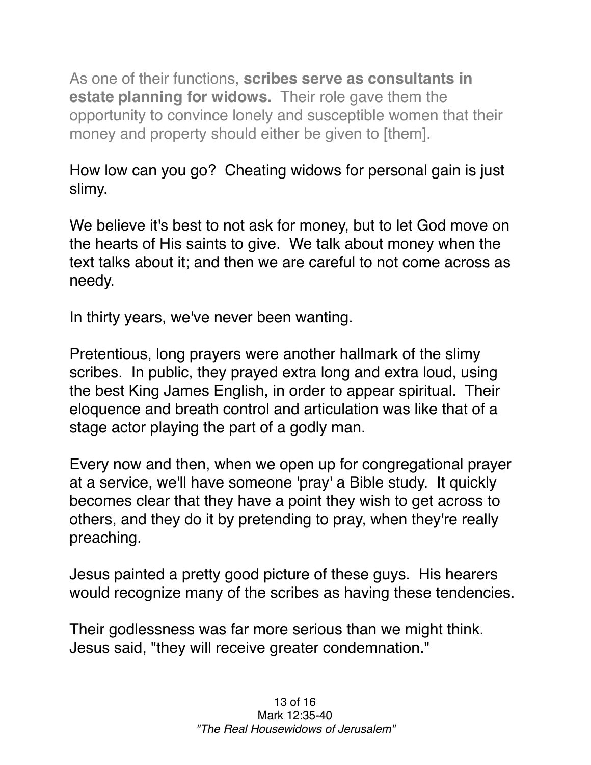As one of their functions, **scribes serve as consultants in estate planning for widows.** Their role gave them the opportunity to convince lonely and susceptible women that their money and property should either be given to [them].

How low can you go? Cheating widows for personal gain is just slimy.

We believe it's best to not ask for money, but to let God move on the hearts of His saints to give. We talk about money when the text talks about it; and then we are careful to not come across as needy.

In thirty years, we've never been wanting.

Pretentious, long prayers were another hallmark of the slimy scribes. In public, they prayed extra long and extra loud, using the best King James English, in order to appear spiritual. Their eloquence and breath control and articulation was like that of a stage actor playing the part of a godly man.

Every now and then, when we open up for congregational prayer at a service, we'll have someone 'pray' a Bible study. It quickly becomes clear that they have a point they wish to get across to others, and they do it by pretending to pray, when they're really preaching.

Jesus painted a pretty good picture of these guys. His hearers would recognize many of the scribes as having these tendencies.

Their godlessness was far more serious than we might think. Jesus said, "they will receive greater condemnation."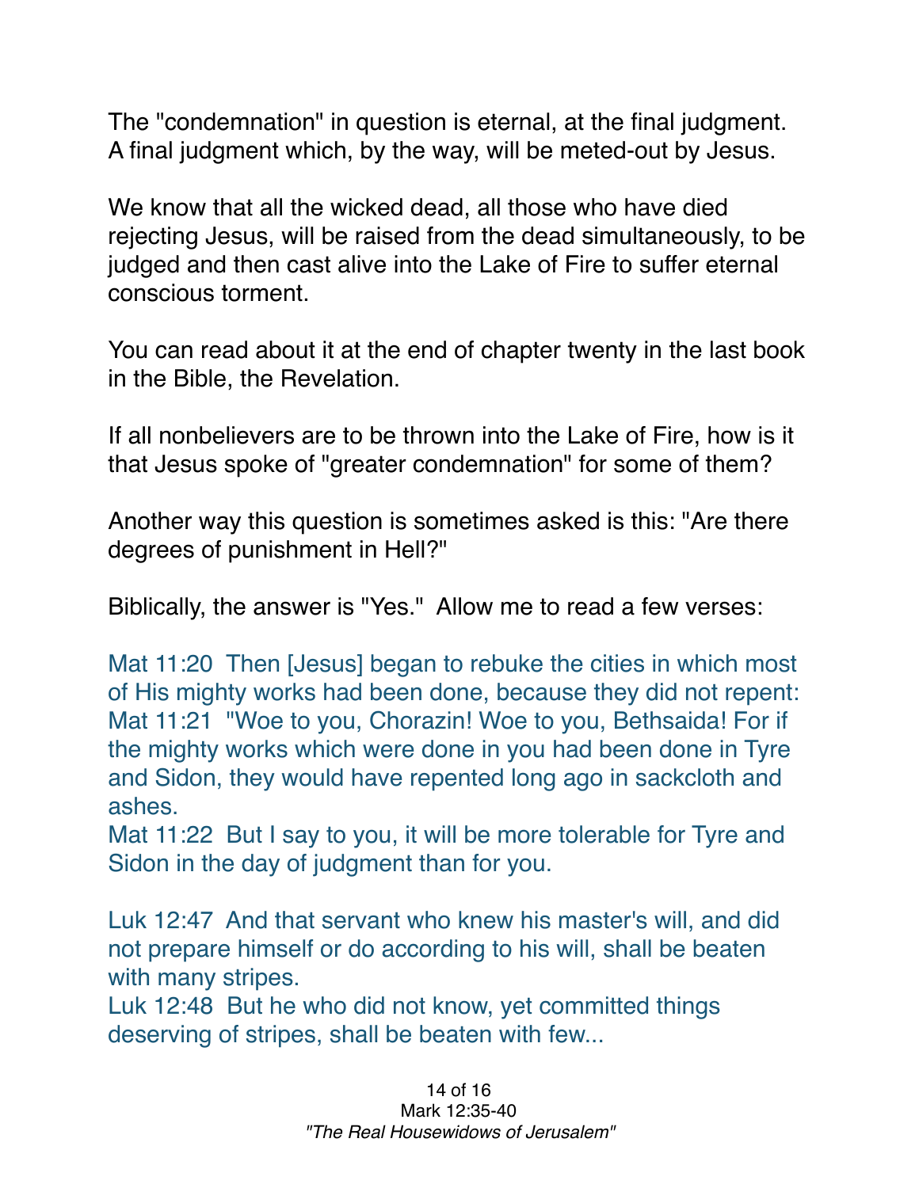The "condemnation" in question is eternal, at the final judgment. A final judgment which, by the way, will be meted-out by Jesus.

We know that all the wicked dead, all those who have died rejecting Jesus, will be raised from the dead simultaneously, to be judged and then cast alive into the Lake of Fire to suffer eternal conscious torment.

You can read about it at the end of chapter twenty in the last book in the Bible, the Revelation.

If all nonbelievers are to be thrown into the Lake of Fire, how is it that Jesus spoke of "greater condemnation" for some of them?

Another way this question is sometimes asked is this: "Are there degrees of punishment in Hell?"

Biblically, the answer is "Yes." Allow me to read a few verses:

Mat 11:20 Then [Jesus] began to rebuke the cities in which most of His mighty works had been done, because they did not repent:
Mat 11:21 "Woe to you, Chorazin! Woe to you, Bethsaida! For if the mighty works which were done in you had been done in Tyre and Sidon, they would have repented long ago in sackcloth and ashes.
Mat 11:22 But I say to you, it will be more tolerable for Tyre and Sidon in the day of judgment than for you.

Luk 12:47 And that servant who knew his master's will, and did not prepare himself or do according to his will, shall be beaten with many stripes.
Luk 12:48 But he who did not know, yet committed things deserving of stripes, shall be beaten with few...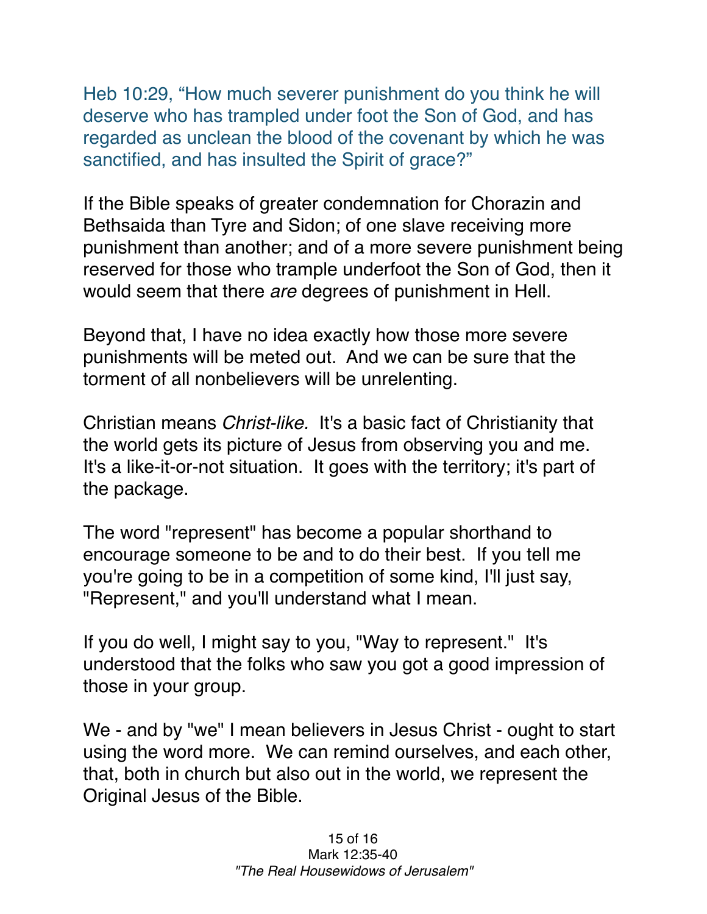Heb 10:29, “How much severer punishment do you think he will deserve who has trampled under foot the Son of God, and has regarded as unclean the blood of the covenant by which he was sanctified, and has insulted the Spirit of grace?”

If the Bible speaks of greater condemnation for Chorazin and Bethsaida than Tyre and Sidon; of one slave receiving more punishment than another; and of a more severe punishment being reserved for those who trample underfoot the Son of God, then it would seem that there *are* degrees of punishment in Hell.

Beyond that, I have no idea exactly how those more severe punishments will be meted out. And we can be sure that the torment of all nonbelievers will be unrelenting.

Christian means *Christ-like.* It's a basic fact of Christianity that the world gets its picture of Jesus from observing you and me. It's a like-it-or-not situation. It goes with the territory; it's part of the package.

The word "represent" has become a popular shorthand to encourage someone to be and to do their best. If you tell me you're going to be in a competition of some kind, I'll just say, "Represent," and you'll understand what I mean.

If you do well, I might say to you, "Way to represent." It's understood that the folks who saw you got a good impression of those in your group.

We - and by "we" I mean believers in Jesus Christ - ought to start using the word more. We can remind ourselves, and each other, that, both in church but also out in the world, we represent the Original Jesus of the Bible.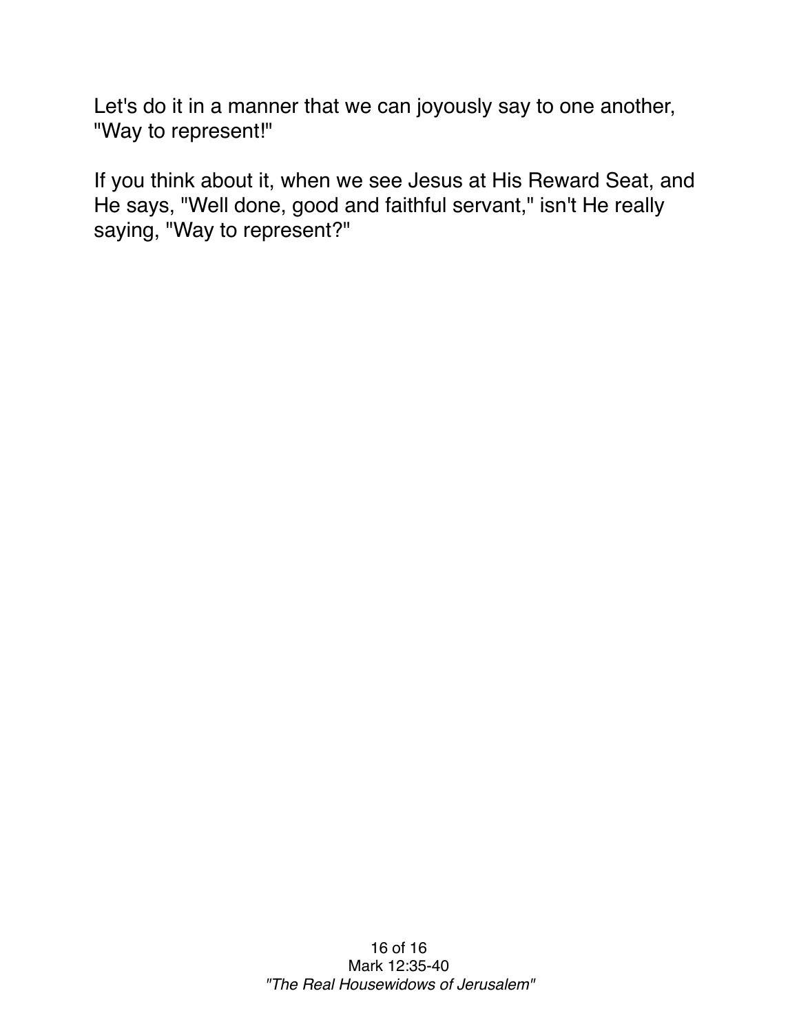Let's do it in a manner that we can joyously say to one another, "Way to represent!"

If you think about it, when we see Jesus at His Reward Seat, and He says, "Well done, good and faithful servant," isn't He really saying, "Way to represent?"